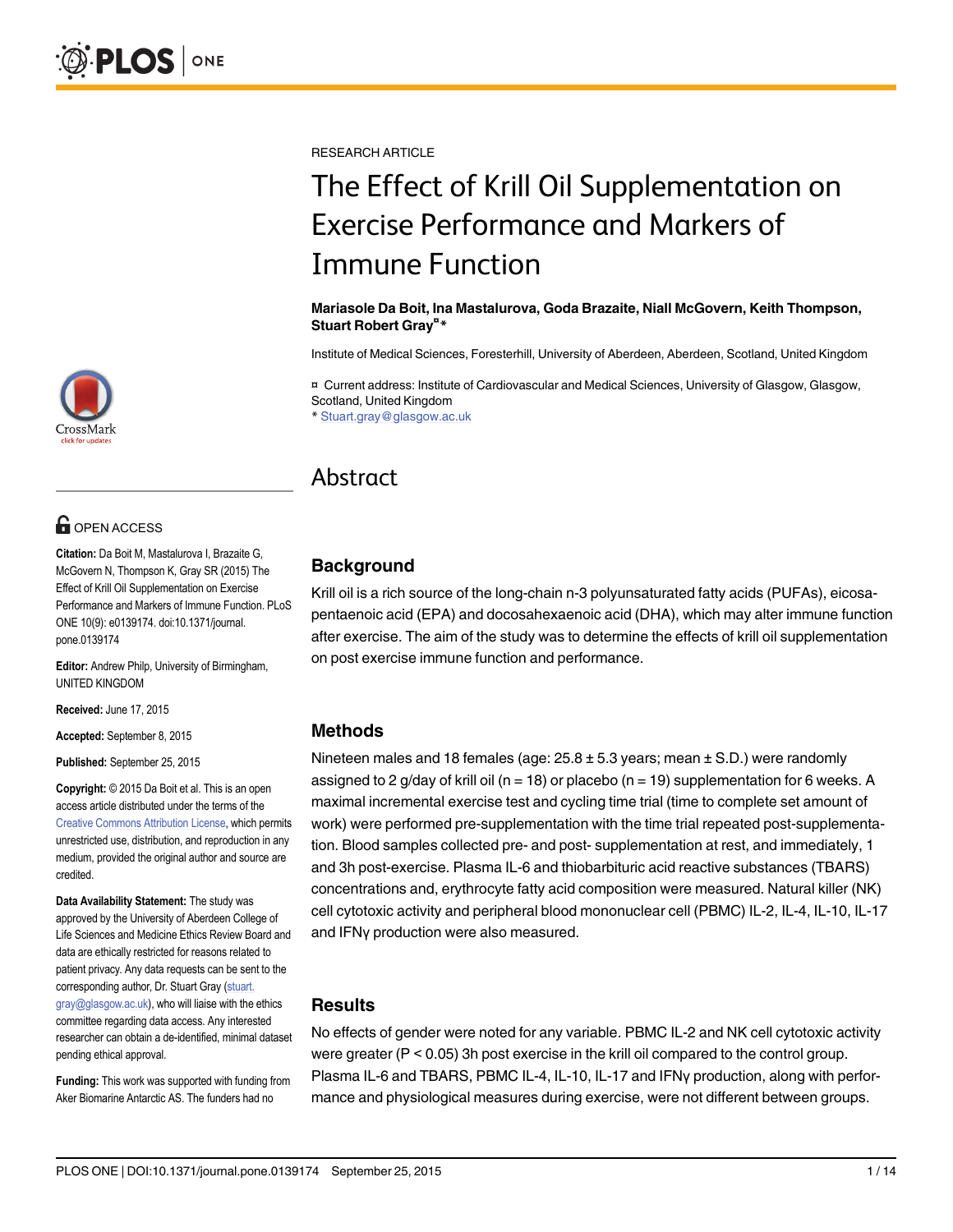RESEARCH ARTICLE

# The Effect of Krill Oil Supplementation on Exercise Performance and Markers of Immune Function

**Mariasole Da Boit, Ina Mastalurova, Goda Brazaite, Niall McGovern, Keith Thompson, Stuart Robert Gray¤ \***

Institute of Medical Sciences, Foresterhill, University of Aberdeen, Aberdeen, Scotland, United Kingdom

¤ Current address: Institute of Cardiovascular and Medical Sciences, University of Glasgow, Glasgow, Scotland, United Kingdom
\* Stuart.gray@glasgow.ac.uk

OPEN ACCESS

**Citation:** Da Boit M, Mastalurova I, Brazaite G, McGovern N, Thompson K, Gray SR (2015) The Effect of Krill Oil Supplementation on Exercise Performance and Markers of Immune Function. PLoS ONE 10(9): e0139174. doi:10.1371/journal.pone.0139174

**Editor:** Andrew Philp, University of Birmingham, UNITED KINGDOM

**Received:** June 17, 2015

**Accepted:** September 8, 2015

**Published:** September 25, 2015

**Copyright:** © 2015 Da Boit et al. This is an open access article distributed under the terms of the Creative Commons Attribution License, which permits unrestricted use, distribution, and reproduction in any medium, provided the original author and source are credited.

**Data Availability Statement:** The study was approved by the University of Aberdeen College of Life Sciences and Medicine Ethics Review Board and data are ethically restricted for reasons related to patient privacy. Any data requests can be sent to the corresponding author, Dr. Stuart Gray (stuart.gray@glasgow.ac.uk), who will liaise with the ethics committee regarding data access. Any interested researcher can obtain a de-identified, minimal dataset pending ethical approval.

**Funding:** This work was supported with funding from Aker Biomarine Antarctic AS. The funders had no

## Abstract

### Background

Krill oil is a rich source of the long-chain n-3 polyunsaturated fatty acids (PUFAs), eicosapentaenoic acid (EPA) and docosahexaenoic acid (DHA), which may alter immune function after exercise. The aim of the study was to determine the effects of krill oil supplementation on post exercise immune function and performance.

### Methods

Nineteen males and 18 females (age: 25.8 ± 5.3 years; mean ± S.D.) were randomly assigned to 2 g/day of krill oil (n = 18) or placebo (n = 19) supplementation for 6 weeks. A maximal incremental exercise test and cycling time trial (time to complete set amount of work) were performed pre-supplementation with the time trial repeated post-supplementation. Blood samples collected pre- and post- supplementation at rest, and immediately, 1 and 3h post-exercise. Plasma IL-6 and thiobarbituric acid reactive substances (TBARS) concentrations and, erythrocyte fatty acid composition were measured. Natural killer (NK) cell cytotoxic activity and peripheral blood mononuclear cell (PBMC) IL-2, IL-4, IL-10, IL-17 and IFNγ production were also measured.

### Results

No effects of gender were noted for any variable. PBMC IL-2 and NK cell cytotoxic activity were greater ($P < 0.05$) 3h post exercise in the krill oil compared to the control group. Plasma IL-6 and TBARS, PBMC IL-4, IL-10, IL-17 and IFNγ production, along with performance and physiological measures during exercise, were not different between groups.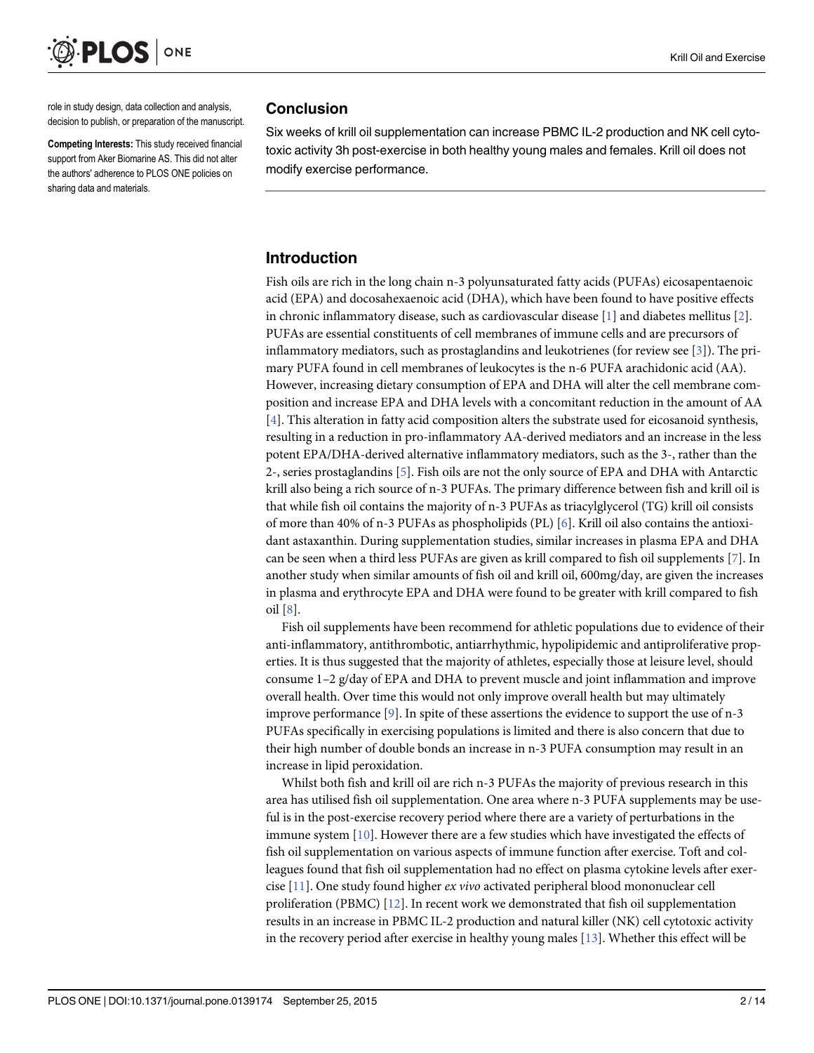role in study design, data collection and analysis, decision to publish, or preparation of the manuscript.

**Competing Interests:** This study received financial support from Aker Biomarine AS. This did not alter the authors' adherence to PLOS ONE policies on sharing data and materials.

## Conclusion

Six weeks of krill oil supplementation can increase PBMC IL-2 production and NK cell cytotoxic activity 3h post-exercise in both healthy young males and females. Krill oil does not modify exercise performance.

## Introduction

Fish oils are rich in the long chain n-3 polyunsaturated fatty acids (PUFAs) eicosapentaenoic acid (EPA) and docosahexaenoic acid (DHA), which have been found to have positive effects in chronic inflammatory disease, such as cardiovascular disease [1] and diabetes mellitus [2]. PUFAs are essential constituents of cell membranes of immune cells and are precursors of inflammatory mediators, such as prostaglandins and leukotrienes (for review see [3]). The primary PUFA found in cell membranes of leukocytes is the n-6 PUFA arachidonic acid (AA). However, increasing dietary consumption of EPA and DHA will alter the cell membrane composition and increase EPA and DHA levels with a concomitant reduction in the amount of AA [4]. This alteration in fatty acid composition alters the substrate used for eicosanoid synthesis, resulting in a reduction in pro-inflammatory AA-derived mediators and an increase in the less potent EPA/DHA-derived alternative inflammatory mediators, such as the 3-, rather than the 2-, series prostaglandins [5]. Fish oils are not the only source of EPA and DHA with Antarctic krill also being a rich source of n-3 PUFAs. The primary difference between fish and krill oil is that while fish oil contains the majority of n-3 PUFAs as triacylglycerol (TG) krill oil consists of more than 40% of n-3 PUFAs as phospholipids (PL) [6]. Krill oil also contains the antioxidant astaxanthin. During supplementation studies, similar increases in plasma EPA and DHA can be seen when a third less PUFAs are given as krill compared to fish oil supplements [7]. In another study when similar amounts of fish oil and krill oil, 600mg/day, are given the increases in plasma and erythrocyte EPA and DHA were found to be greater with krill compared to fish oil [8].

Fish oil supplements have been recommend for athletic populations due to evidence of their anti-inflammatory, antithrombotic, antiarrhythmic, hypolipidemic and antiproliferative properties. It is thus suggested that the majority of athletes, especially those at leisure level, should consume 1–2 g/day of EPA and DHA to prevent muscle and joint inflammation and improve overall health. Over time this would not only improve overall health but may ultimately improve performance [9]. In spite of these assertions the evidence to support the use of n-3 PUFAs specifically in exercising populations is limited and there is also concern that due to their high number of double bonds an increase in n-3 PUFA consumption may result in an increase in lipid peroxidation.

Whilst both fish and krill oil are rich n-3 PUFAs the majority of previous research in this area has utilised fish oil supplementation. One area where n-3 PUFA supplements may be useful is in the post-exercise recovery period where there are a variety of perturbations in the immune system [10]. However there are a few studies which have investigated the effects of fish oil supplementation on various aspects of immune function after exercise. Toft and colleagues found that fish oil supplementation had no effect on plasma cytokine levels after exercise [11]. One study found higher *ex vivo* activated peripheral blood mononuclear cell proliferation (PBMC) [12]. In recent work we demonstrated that fish oil supplementation results in an increase in PBMC IL-2 production and natural killer (NK) cell cytotoxic activity in the recovery period after exercise in healthy young males [13]. Whether this effect will be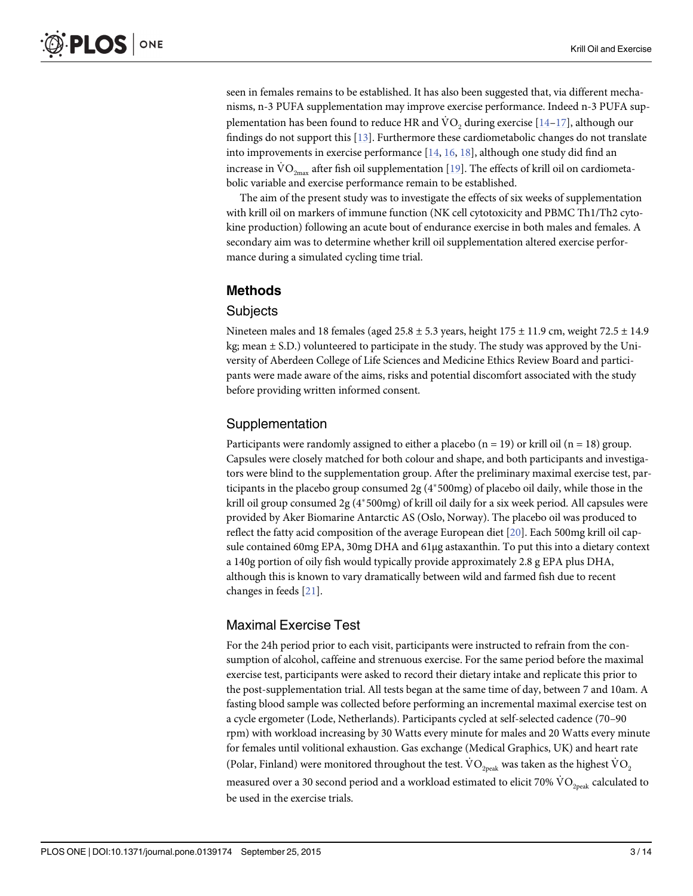seen in females remains to be established. It has also been suggested that, via different mechanisms, n-3 PUFA supplementation may improve exercise performance. Indeed n-3 PUFA supplementation has been found to reduce HR and $\dot{V}O_2$ during exercise [14–17], although our findings do not support this [13]. Furthermore these cardiometabolic changes do not translate into improvements in exercise performance [14, 16, 18], although one study did find an increase in $\dot{V}O_{2max}$ after fish oil supplementation [19]. The effects of krill oil on cardiometabolic variable and exercise performance remain to be established.

The aim of the present study was to investigate the effects of six weeks of supplementation with krill oil on markers of immune function (NK cell cytotoxicity and PBMC Th1/Th2 cytokine production) following an acute bout of endurance exercise in both males and females. A secondary aim was to determine whether krill oil supplementation altered exercise performance during a simulated cycling time trial.

## Methods

### Subjects

Nineteen males and 18 females (aged 25.8 ± 5.3 years, height 175 ± 11.9 cm, weight 72.5 ± 14.9 kg; mean ± S.D.) volunteered to participate in the study. The study was approved by the University of Aberdeen College of Life Sciences and Medicine Ethics Review Board and participants were made aware of the aims, risks and potential discomfort associated with the study before providing written informed consent.

### Supplementation

Participants were randomly assigned to either a placebo (n = 19) or krill oil (n = 18) group. Capsules were closely matched for both colour and shape, and both participants and investigators were blind to the supplementation group. After the preliminary maximal exercise test, participants in the placebo group consumed 2g (4*500mg) of placebo oil daily, while those in the krill oil group consumed 2g (4*500mg) of krill oil daily for a six week period. All capsules were provided by Aker Biomarine Antarctic AS (Oslo, Norway). The placebo oil was produced to reflect the fatty acid composition of the average European diet [20]. Each 500mg krill oil capsule contained 60mg EPA, 30mg DHA and 61μg astaxanthin. To put this into a dietary context a 140g portion of oily fish would typically provide approximately 2.8 g EPA plus DHA, although this is known to vary dramatically between wild and farmed fish due to recent changes in feeds [21].

### Maximal Exercise Test

For the 24h period prior to each visit, participants were instructed to refrain from the consumption of alcohol, caffeine and strenuous exercise. For the same period before the maximal exercise test, participants were asked to record their dietary intake and replicate this prior to the post-supplementation trial. All tests began at the same time of day, between 7 and 10am. A fasting blood sample was collected before performing an incremental maximal exercise test on a cycle ergometer (Lode, Netherlands). Participants cycled at self-selected cadence (70–90 rpm) with workload increasing by 30 Watts every minute for males and 20 Watts every minute for females until volitional exhaustion. Gas exchange (Medical Graphics, UK) and heart rate (Polar, Finland) were monitored throughout the test. $\dot{V}O_{2peak}$ was taken as the highest $\dot{V}O_2$ measured over a 30 second period and a workload estimated to elicit 70% $\dot{V}O_{2peak}$ calculated to be used in the exercise trials.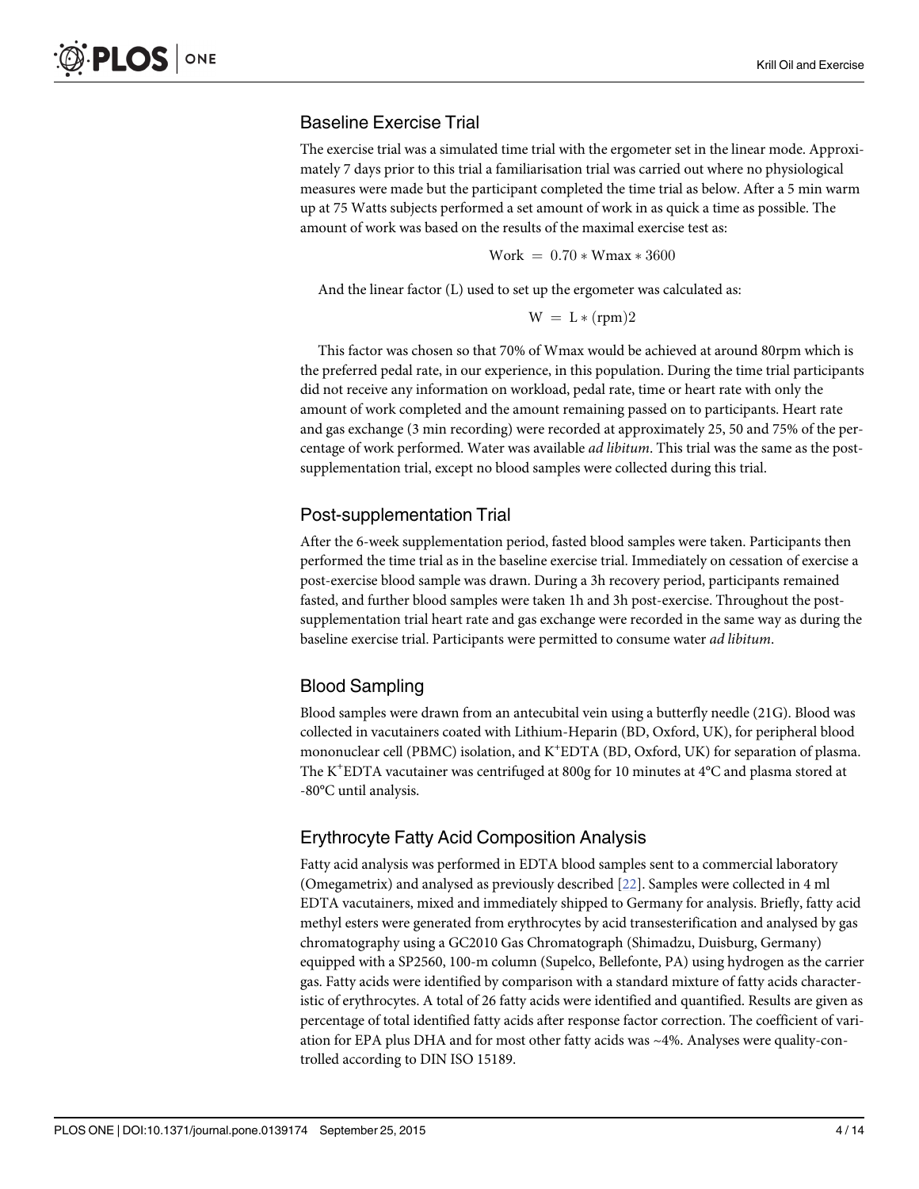## Baseline Exercise Trial

The exercise trial was a simulated time trial with the ergometer set in the linear mode. Approximately 7 days prior to this trial a familiarisation trial was carried out where no physiological measures were made but the participant completed the time trial as below. After a 5 min warm up at 75 Watts subjects performed a set amount of work in as quick a time as possible. The amount of work was based on the results of the maximal exercise test as:

$$\text{Work} = 0.70 * \text{Wmax} * 3600$$

And the linear factor (L) used to set up the ergometer was calculated as:

$$\text{W} = \text{L} * (\text{rpm})2$$

This factor was chosen so that 70% of Wmax would be achieved at around 80rpm which is the preferred pedal rate, in our experience, in this population. During the time trial participants did not receive any information on workload, pedal rate, time or heart rate with only the amount of work completed and the amount remaining passed on to participants. Heart rate and gas exchange (3 min recording) were recorded at approximately 25, 50 and 75% of the percentage of work performed. Water was available *ad libitum*. This trial was the same as the post-supplementation trial, except no blood samples were collected during this trial.

## Post-supplementation Trial

After the 6-week supplementation period, fasted blood samples were taken. Participants then performed the time trial as in the baseline exercise trial. Immediately on cessation of exercise a post-exercise blood sample was drawn. During a 3h recovery period, participants remained fasted, and further blood samples were taken 1h and 3h post-exercise. Throughout the post-supplementation trial heart rate and gas exchange were recorded in the same way as during the baseline exercise trial. Participants were permitted to consume water *ad libitum*.

## Blood Sampling

Blood samples were drawn from an antecubital vein using a butterfly needle (21G). Blood was collected in vacutainers coated with Lithium-Heparin (BD, Oxford, UK), for peripheral blood mononuclear cell (PBMC) isolation, and $K^+$EDTA (BD, Oxford, UK) for separation of plasma. The $K^+$EDTA vacutainer was centrifuged at 800g for 10 minutes at 4°C and plasma stored at -80°C until analysis.

## Erythrocyte Fatty Acid Composition Analysis

Fatty acid analysis was performed in EDTA blood samples sent to a commercial laboratory (Omegametrix) and analysed as previously described [22]. Samples were collected in 4 ml EDTA vacutainers, mixed and immediately shipped to Germany for analysis. Briefly, fatty acid methyl esters were generated from erythrocytes by acid transesterification and analysed by gas chromatography using a GC2010 Gas Chromatograph (Shimadzu, Duisburg, Germany) equipped with a SP2560, 100-m column (Supelco, Bellefonte, PA) using hydrogen as the carrier gas. Fatty acids were identified by comparison with a standard mixture of fatty acids characteristic of erythrocytes. A total of 26 fatty acids were identified and quantified. Results are given as percentage of total identified fatty acids after response factor correction. The coefficient of variation for EPA plus DHA and for most other fatty acids was ~4%. Analyses were quality-controlled according to DIN ISO 15189.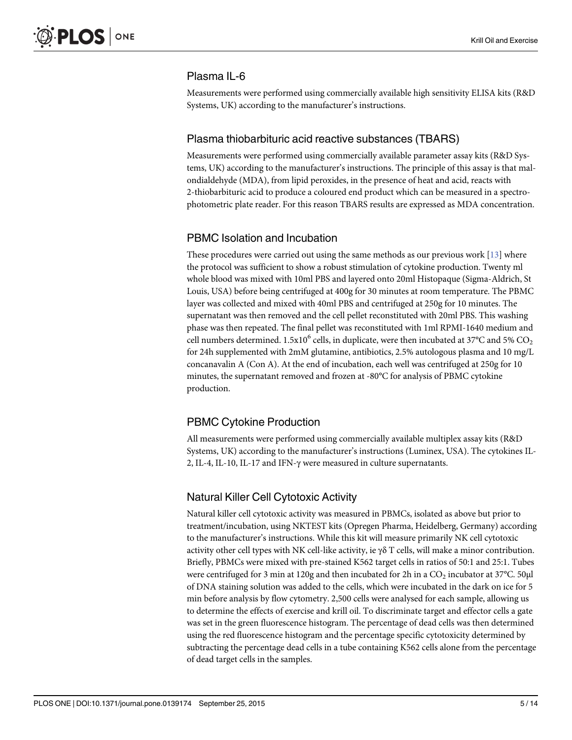## Plasma IL-6

Measurements were performed using commercially available high sensitivity ELISA kits (R&D Systems, UK) according to the manufacturer's instructions.

## Plasma thiobarbituric acid reactive substances (TBARS)

Measurements were performed using commercially available parameter assay kits (R&D Systems, UK) according to the manufacturer's instructions. The principle of this assay is that malondialdehyde (MDA), from lipid peroxides, in the presence of heat and acid, reacts with 2-thiobarbituric acid to produce a coloured end product which can be measured in a spectrophotometric plate reader. For this reason TBARS results are expressed as MDA concentration.

## PBMC Isolation and Incubation

These procedures were carried out using the same methods as our previous work [13] where the protocol was sufficient to show a robust stimulation of cytokine production. Twenty ml whole blood was mixed with 10ml PBS and layered onto 20ml Histopaque (Sigma-Aldrich, St Louis, USA) before being centrifuged at 400g for 30 minutes at room temperature. The PBMC layer was collected and mixed with 40ml PBS and centrifuged at 250g for 10 minutes. The supernatant was then removed and the cell pellet reconstituted with 20ml PBS. This washing phase was then repeated. The final pellet was reconstituted with 1ml RPMI-1640 medium and cell numbers determined. $1.5 \times 10^6$ cells, in duplicate, were then incubated at 37°C and 5% $CO_2$ for 24h supplemented with 2mM glutamine, antibiotics, 2.5% autologous plasma and 10 mg/L concanavalin A (Con A). At the end of incubation, each well was centrifuged at 250g for 10 minutes, the supernatant removed and frozen at -80°C for analysis of PBMC cytokine production.

## PBMC Cytokine Production

All measurements were performed using commercially available multiplex assay kits (R&D Systems, UK) according to the manufacturer's instructions (Luminex, USA). The cytokines IL-2, IL-4, IL-10, IL-17 and IFN-γ were measured in culture supernatants.

## Natural Killer Cell Cytotoxic Activity

Natural killer cell cytotoxic activity was measured in PBMCs, isolated as above but prior to treatment/incubation, using NKTEST kits (Opregen Pharma, Heidelberg, Germany) according to the manufacturer's instructions. While this kit will measure primarily NK cell cytotoxic activity other cell types with NK cell-like activity, ie γδ T cells, will make a minor contribution. Briefly, PBMCs were mixed with pre-stained K562 target cells in ratios of 50:1 and 25:1. Tubes were centrifuged for 3 min at 120g and then incubated for 2h in a $CO_2$ incubator at 37°C. 50μl of DNA staining solution was added to the cells, which were incubated in the dark on ice for 5 min before analysis by flow cytometry. 2,500 cells were analysed for each sample, allowing us to determine the effects of exercise and krill oil. To discriminate target and effector cells a gate was set in the green fluorescence histogram. The percentage of dead cells was then determined using the red fluorescence histogram and the percentage specific cytotoxicity determined by subtracting the percentage dead cells in a tube containing K562 cells alone from the percentage of dead target cells in the samples.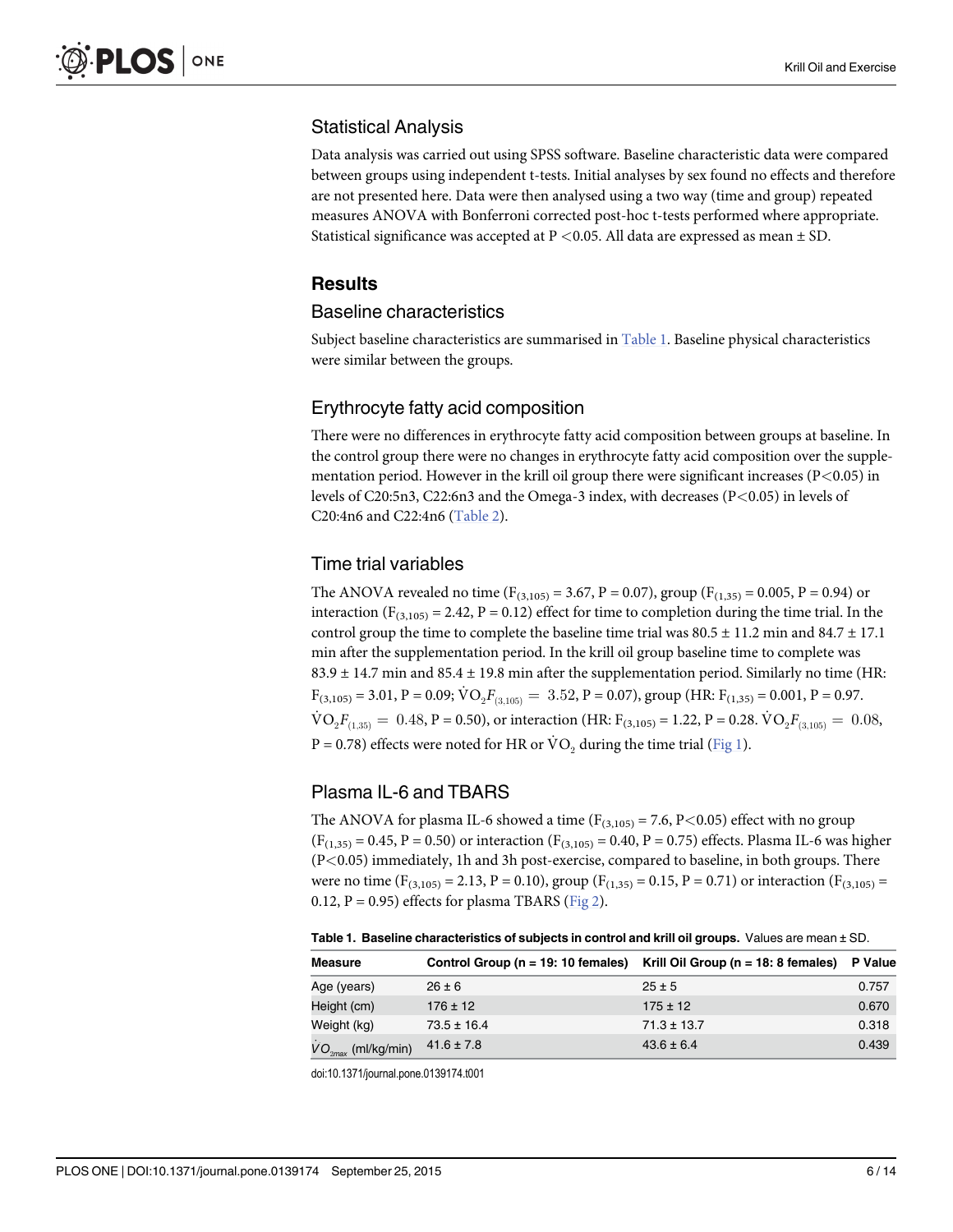### Statistical Analysis

Data analysis was carried out using SPSS software. Baseline characteristic data were compared between groups using independent t-tests. Initial analyses by sex found no effects and therefore are not presented here. Data were then analysed using a two way (time and group) repeated measures ANOVA with Bonferroni corrected post-hoc t-tests performed where appropriate. Statistical significance was accepted at $P < 0.05$. All data are expressed as mean ± SD.

## Results

### Baseline characteristics

Subject baseline characteristics are summarised in Table 1. Baseline physical characteristics were similar between the groups.

### Erythrocyte fatty acid composition

There were no differences in erythrocyte fatty acid composition between groups at baseline. In the control group there were no changes in erythrocyte fatty acid composition over the supplementation period. However in the krill oil group there were significant increases ($P<0.05$) in levels of C20:5n3, C22:6n3 and the Omega-3 index, with decreases ($P<0.05$) in levels of C20:4n6 and C22:4n6 (Table 2).

### Time trial variables

The ANOVA revealed no time ($F_{(3,105)} = 3.67$, P = 0.07), group ($F_{(1,35)} = 0.005$, P = 0.94) or interaction ($F_{(3,105)} = 2.42$, P = 0.12) effect for time to completion during the time trial. In the control group the time to complete the baseline time trial was 80.5 ± 11.2 min and 84.7 ± 17.1 min after the supplementation period. In the krill oil group baseline time to complete was 83.9 ± 14.7 min and 85.4 ± 19.8 min after the supplementation period. Similarly no time (HR: $F_{(3,105)} = 3.01$, P = 0.09; $\dot{V}O_2 F_{(3,105)} = 3.52$, P = 0.07), group (HR: $F_{(1,35)} = 0.001$, P = 0.97. $\dot{V}O_2 F_{(1,35)} = 0.48$, P = 0.50), or interaction (HR: $F_{(3,105)} = 1.22$, P = 0.28. $\dot{V}O_2 F_{(3,105)} = 0.08$, P = 0.78) effects were noted for HR or $\dot{V}O_2$ during the time trial (Fig 1).

### Plasma IL-6 and TBARS

The ANOVA for plasma IL-6 showed a time ($F_{(3,105)} = 7.6$, $P<0.05$) effect with no group ($F_{(1,35)} = 0.45$, P = 0.50) or interaction ($F_{(3,105)} = 0.40$, P = 0.75) effects. Plasma IL-6 was higher ($P<0.05$) immediately, 1h and 3h post-exercise, compared to baseline, in both groups. There were no time ($F_{(3,105)} = 2.13$, P = 0.10), group ($F_{(1,35)} = 0.15$, P = 0.71) or interaction ($F_{(3,105)} = 0.12$, P = 0.95) effects for plasma TBARS (Fig 2).

**Table 1. Baseline characteristics of subjects in control and krill oil groups.** Values are mean ± SD.

| Measure | Control Group (n = 19: 10 females) | Krill Oil Group (n = 18: 8 females) | P Value |
|---|---|---|---|
| Age (years) | 26 ± 6 | 25 ± 5 | 0.757 |
| Height (cm) | 176 ± 12 | 175 ± 12 | 0.670 |
| Weight (kg) | 73.5 ± 16.4 | 71.3 ± 13.7 | 0.318 |
| $\dot{V}O_{2max}$ (ml/kg/min) | 41.6 ± 7.8 | 43.6 ± 6.4 | 0.439 |

doi:10.1371/journal.pone.0139174.t001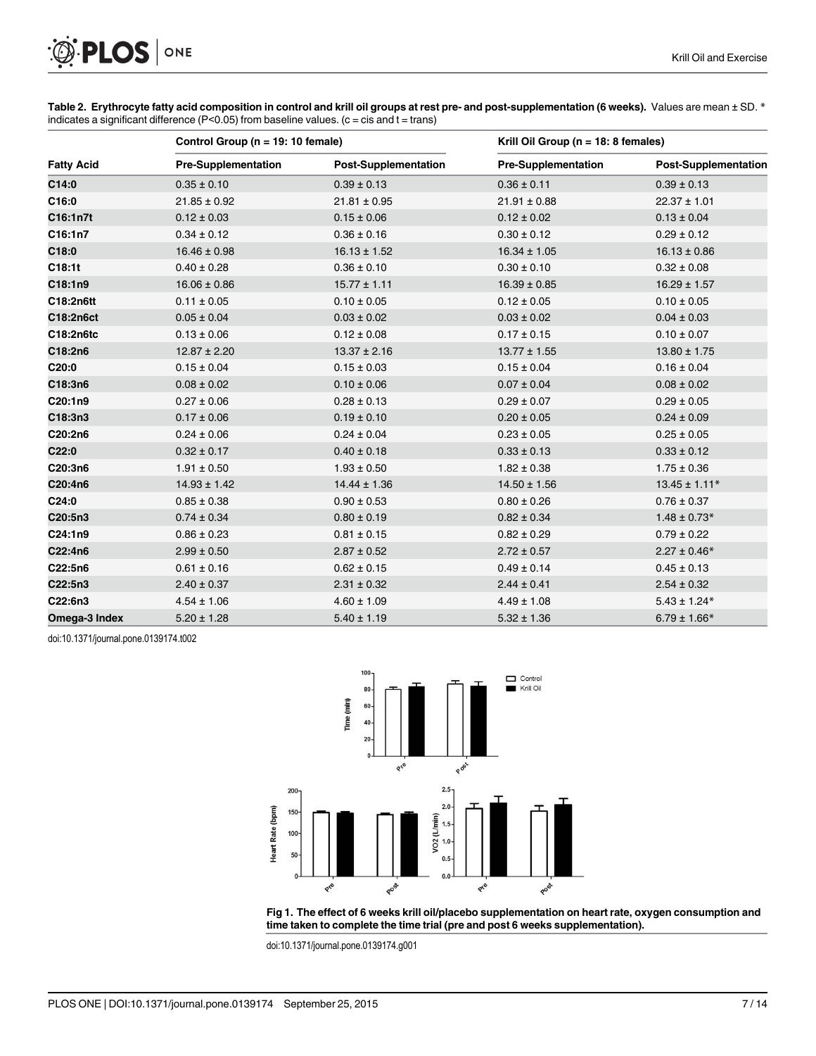**Table 2. Erythrocyte fatty acid composition in control and krill oil groups at rest pre- and post-supplementation (6 weeks).** Values are mean ± SD. * indicates a significant difference (P<0.05) from baseline values. (c = cis and t = trans)

| | Control Group (n = 19: 10 female) | | Krill Oil Group (n = 18: 8 females) | |
|---|---|---|---|---|
| **Fatty Acid** | **Pre-Supplementation** | **Post-Supplementation** | **Pre-Supplementation** | **Post-Supplementation** |
| **C14:0** | 0.35 ± 0.10 | 0.39 ± 0.13 | 0.36 ± 0.11 | 0.39 ± 0.13 |
| **C16:0** | 21.85 ± 0.92 | 21.81 ± 0.95 | 21.91 ± 0.88 | 22.37 ± 1.01 |
| **C16:1n7t** | 0.12 ± 0.03 | 0.15 ± 0.06 | 0.12 ± 0.02 | 0.13 ± 0.04 |
| **C16:1n7** | 0.34 ± 0.12 | 0.36 ± 0.16 | 0.30 ± 0.12 | 0.29 ± 0.12 |
| **C18:0** | 16.46 ± 0.98 | 16.13 ± 1.52 | 16.34 ± 1.05 | 16.13 ± 0.86 |
| **C18:1t** | 0.40 ± 0.28 | 0.36 ± 0.10 | 0.30 ± 0.10 | 0.32 ± 0.08 |
| **C18:1n9** | 16.06 ± 0.86 | 15.77 ± 1.11 | 16.39 ± 0.85 | 16.29 ± 1.57 |
| **C18:2n6tt** | 0.11 ± 0.05 | 0.10 ± 0.05 | 0.12 ± 0.05 | 0.10 ± 0.05 |
| **C18:2n6ct** | 0.05 ± 0.04 | 0.03 ± 0.02 | 0.03 ± 0.02 | 0.04 ± 0.03 |
| **C18:2n6tc** | 0.13 ± 0.06 | 0.12 ± 0.08 | 0.17 ± 0.15 | 0.10 ± 0.07 |
| **C18:2n6** | 12.87 ± 2.20 | 13.37 ± 2.16 | 13.77 ± 1.55 | 13.80 ± 1.75 |
| **C20:0** | 0.15 ± 0.04 | 0.15 ± 0.03 | 0.15 ± 0.04 | 0.16 ± 0.04 |
| **C18:3n6** | 0.08 ± 0.02 | 0.10 ± 0.06 | 0.07 ± 0.04 | 0.08 ± 0.02 |
| **C20:1n9** | 0.27 ± 0.06 | 0.28 ± 0.13 | 0.29 ± 0.07 | 0.29 ± 0.05 |
| **C18:3n3** | 0.17 ± 0.06 | 0.19 ± 0.10 | 0.20 ± 0.05 | 0.24 ± 0.09 |
| **C20:2n6** | 0.24 ± 0.06 | 0.24 ± 0.04 | 0.23 ± 0.05 | 0.25 ± 0.05 |
| **C22:0** | 0.32 ± 0.17 | 0.40 ± 0.18 | 0.33 ± 0.13 | 0.33 ± 0.12 |
| **C20:3n6** | 1.91 ± 0.50 | 1.93 ± 0.50 | 1.82 ± 0.38 | 1.75 ± 0.36 |
| **C20:4n6** | 14.93 ± 1.42 | 14.44 ± 1.36 | 14.50 ± 1.56 | 13.45 ± 1.11* |
| **C24:0** | 0.85 ± 0.38 | 0.90 ± 0.53 | 0.80 ± 0.26 | 0.76 ± 0.37 |
| **C20:5n3** | 0.74 ± 0.34 | 0.80 ± 0.19 | 0.82 ± 0.34 | 1.48 ± 0.73* |
| **C24:1n9** | 0.86 ± 0.23 | 0.81 ± 0.15 | 0.82 ± 0.29 | 0.79 ± 0.22 |
| **C22:4n6** | 2.99 ± 0.50 | 2.87 ± 0.52 | 2.72 ± 0.57 | 2.27 ± 0.46* |
| **C22:5n6** | 0.61 ± 0.16 | 0.62 ± 0.15 | 0.49 ± 0.14 | 0.45 ± 0.13 |
| **C22:5n3** | 2.40 ± 0.37 | 2.31 ± 0.32 | 2.44 ± 0.41 | 2.54 ± 0.32 |
| **C22:6n3** | 4.54 ± 1.06 | 4.60 ± 1.09 | 4.49 ± 1.08 | 5.43 ± 1.24* |
| **Omega-3 Index** | 5.20 ± 1.28 | 5.40 ± 1.19 | 5.32 ± 1.36 | 6.79 ± 1.66* |

doi:10.1371/journal.pone.0139174.t002

**Fig 1. The effect of 6 weeks krill oil/placebo supplementation on heart rate, oxygen consumption and time taken to complete the time trial (pre and post 6 weeks supplementation).**

doi:10.1371/journal.pone.0139174.g001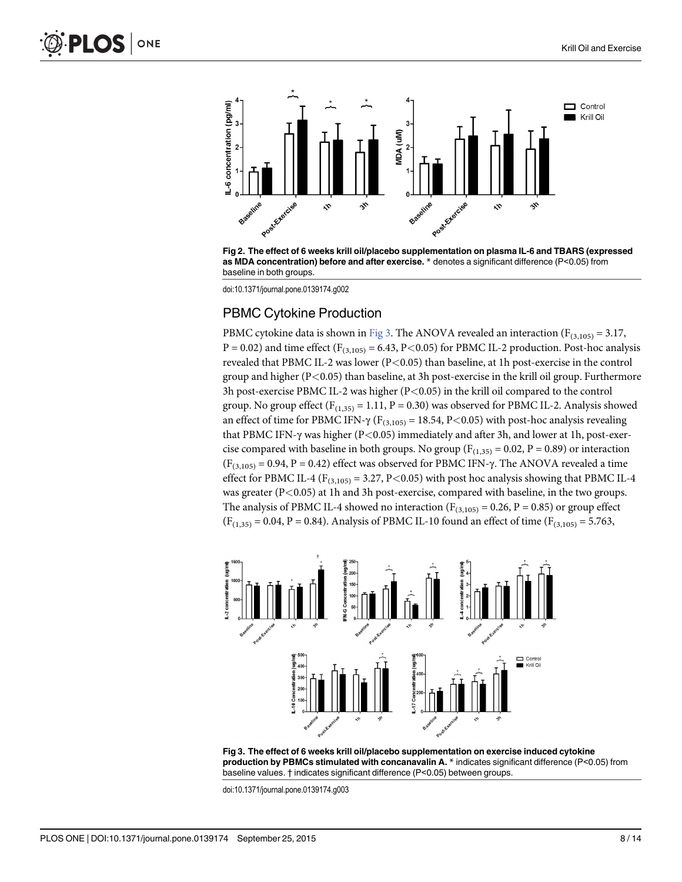Fig 2. The effect of 6 weeks krill oil/placebo supplementation on plasma IL-6 and TBARS (expressed as MDA concentration) before and after exercise. * denotes a significant difference (P<0.05) from baseline in both groups.

doi:10.1371/journal.pone.0139174.g002

## PBMC Cytokine Production

PBMC cytokine data is shown in Fig 3. The ANOVA revealed an interaction ($F_{(3,105)} = 3.17$, $P = 0.02$) and time effect ($F_{(3,105)} = 6.43$, $P<0.05$) for PBMC IL-2 production. Post-hoc analysis revealed that PBMC IL-2 was lower ($P<0.05$) than baseline, at 1h post-exercise in the control group and higher ($P<0.05$) than baseline, at 3h post-exercise in the krill oil group. Furthermore 3h post-exercise PBMC IL-2 was higher ($P<0.05$) in the krill oil compared to the control group. No group effect ($F_{(1,35)} = 1.11$, $P = 0.30$) was observed for PBMC IL-2. Analysis showed an effect of time for PBMC IFN-γ ($F_{(3,105)} = 18.54$, $P<0.05$) with post-hoc analysis revealing that PBMC IFN-γ was higher ($P<0.05$) immediately and after 3h, and lower at 1h, post-exercise compared with baseline in both groups. No group ($F_{(1,35)} = 0.02$, $P = 0.89$) or interaction ($F_{(3,105)} = 0.94$, $P = 0.42$) effect was observed for PBMC IFN-γ. The ANOVA revealed a time effect for PBMC IL-4 ($F_{(3,105)} = 3.27$, $P<0.05$) with post hoc analysis showing that PBMC IL-4 was greater ($P<0.05$) at 1h and 3h post-exercise, compared with baseline, in the two groups. The analysis of PBMC IL-4 showed no interaction ($F_{(3,105)} = 0.26$, $P = 0.85$) or group effect ($F_{(1,35)} = 0.04$, $P = 0.84$). Analysis of PBMC IL-10 found an effect of time ($F_{(3,105)} = 5.763$,

Fig 3. The effect of 6 weeks krill oil/placebo supplementation on exercise induced cytokine production by PBMCs stimulated with concanavalin A. * indicates significant difference (P<0.05) from baseline values. † indicates significant difference (P<0.05) between groups.

doi:10.1371/journal.pone.0139174.g003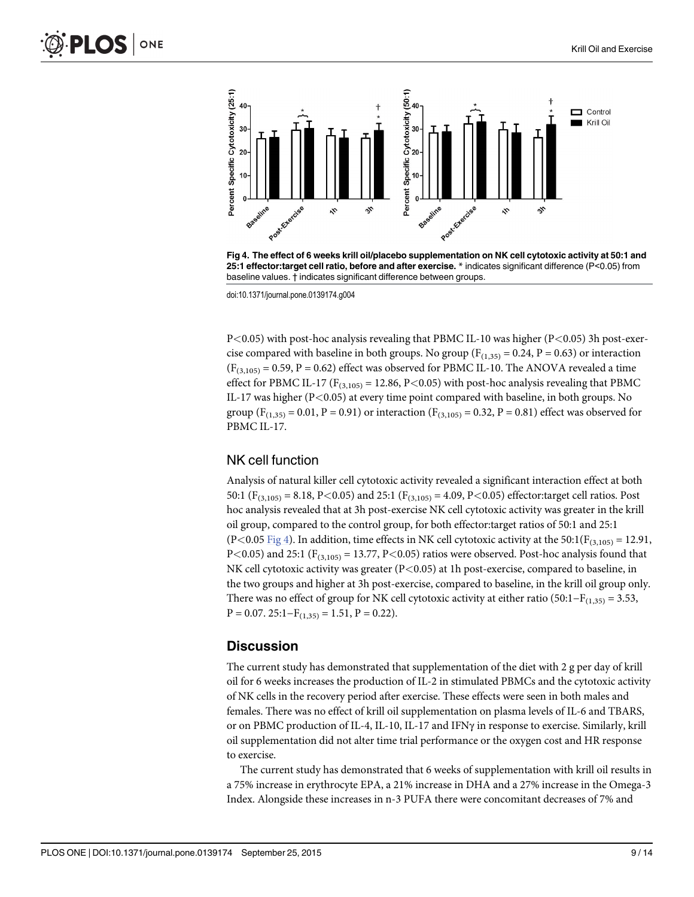Fig 4. The effect of 6 weeks krill oil/placebo supplementation on NK cell cytotoxic activity at 50:1 and 25:1 effector:target cell ratio, before and after exercise. * indicates significant difference (P<0.05) from baseline values. † indicates significant difference between groups.

doi:10.1371/journal.pone.0139174.g004

$P<0.05$) with post-hoc analysis revealing that PBMC IL-10 was higher ($P<0.05$) 3h post-exercise compared with baseline in both groups. No group ($F_{(1,35)} = 0.24$, $P = 0.63$) or interaction ($F_{(3,105)} = 0.59$, $P = 0.62$) effect was observed for PBMC IL-10. The ANOVA revealed a time effect for PBMC IL-17 ($F_{(3,105)} = 12.86$, $P<0.05$) with post-hoc analysis revealing that PBMC IL-17 was higher ($P<0.05$) at every time point compared with baseline, in both groups. No group ($F_{(1,35)} = 0.01$, $P = 0.91$) or interaction ($F_{(3,105)} = 0.32$, $P = 0.81$) effect was observed for PBMC IL-17.

## NK cell function

Analysis of natural killer cell cytotoxic activity revealed a significant interaction effect at both 50:1 ($F_{(3,105)} = 8.18$, $P<0.05$) and 25:1 ($F_{(3,105)} = 4.09$, $P<0.05$) effector:target cell ratios. Post hoc analysis revealed that at 3h post-exercise NK cell cytotoxic activity was greater in the krill oil group, compared to the control group, for both effector:target ratios of 50:1 and 25:1 ($P<0.05$ Fig 4). In addition, time effects in NK cell cytotoxic activity at the 50:1($F_{(3,105)} = 12.91$, $P<0.05$) and 25:1 ($F_{(3,105)} = 13.77$, $P<0.05$) ratios were observed. Post-hoc analysis found that NK cell cytotoxic activity was greater ($P<0.05$) at 1h post-exercise, compared to baseline, in the two groups and higher at 3h post-exercise, compared to baseline, in the krill oil group only. There was no effect of group for NK cell cytotoxic activity at either ratio (50:1–$F_{(1,35)} = 3.53$, $P = 0.07$. 25:1–$F_{(1,35)} = 1.51$, $P = 0.22$).

## Discussion

The current study has demonstrated that supplementation of the diet with 2 g per day of krill oil for 6 weeks increases the production of IL-2 in stimulated PBMCs and the cytotoxic activity of NK cells in the recovery period after exercise. These effects were seen in both males and females. There was no effect of krill oil supplementation on plasma levels of IL-6 and TBARS, or on PBMC production of IL-4, IL-10, IL-17 and IFNγ in response to exercise. Similarly, krill oil supplementation did not alter time trial performance or the oxygen cost and HR response to exercise.

The current study has demonstrated that 6 weeks of supplementation with krill oil results in a 75% increase in erythrocyte EPA, a 21% increase in DHA and a 27% increase in the Omega-3 Index. Alongside these increases in n-3 PUFA there were concomitant decreases of 7% and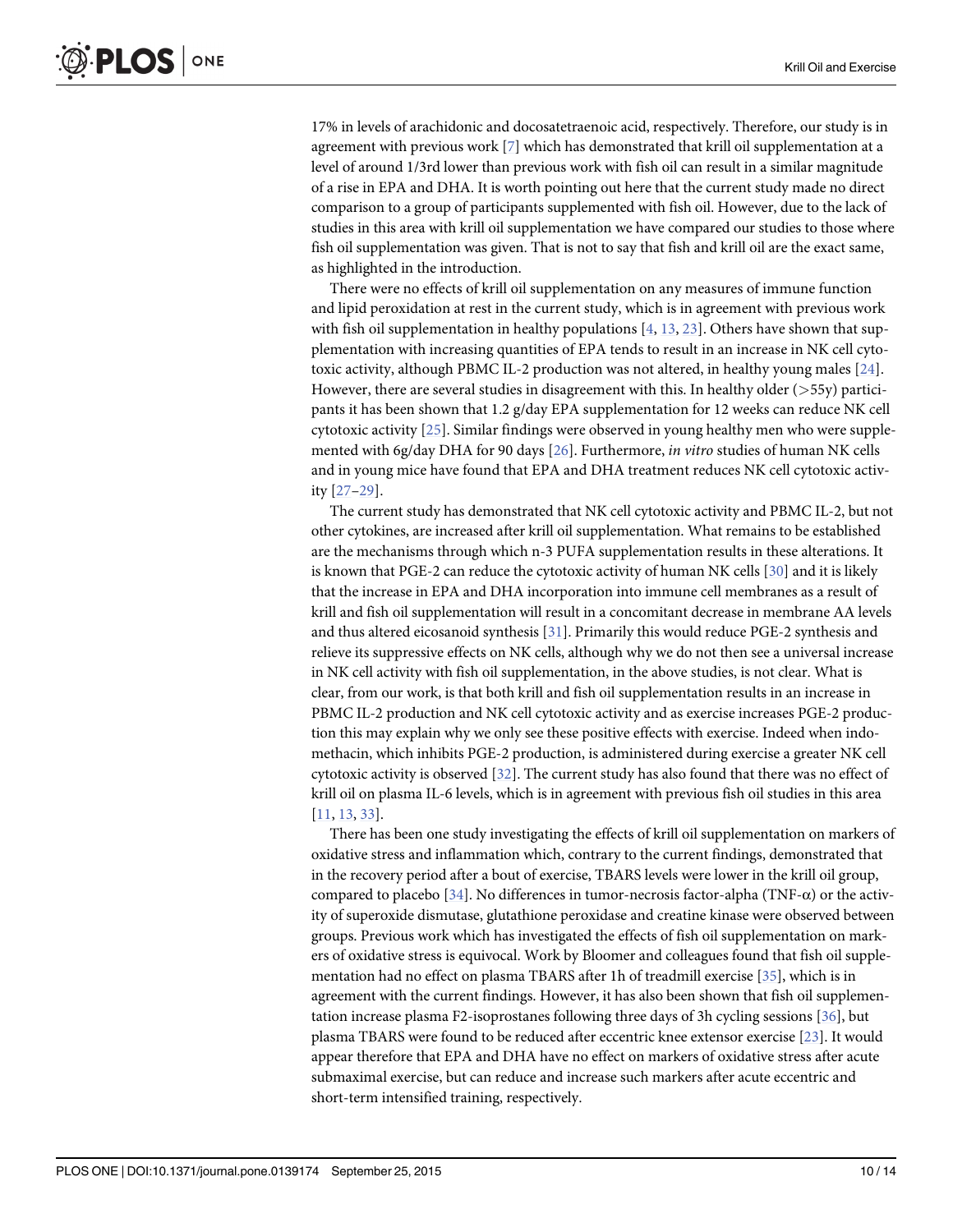17% in levels of arachidonic and docosatetraenoic acid, respectively. Therefore, our study is in agreement with previous work [7] which has demonstrated that krill oil supplementation at a level of around 1/3rd lower than previous work with fish oil can result in a similar magnitude of a rise in EPA and DHA. It is worth pointing out here that the current study made no direct comparison to a group of participants supplemented with fish oil. However, due to the lack of studies in this area with krill oil supplementation we have compared our studies to those where fish oil supplementation was given. That is not to say that fish and krill oil are the exact same, as highlighted in the introduction.

There were no effects of krill oil supplementation on any measures of immune function and lipid peroxidation at rest in the current study, which is in agreement with previous work with fish oil supplementation in healthy populations [4, 13, 23]. Others have shown that supplementation with increasing quantities of EPA tends to result in an increase in NK cell cytotoxic activity, although PBMC IL-2 production was not altered, in healthy young males [24]. However, there are several studies in disagreement with this. In healthy older (>55y) participants it has been shown that 1.2 g/day EPA supplementation for 12 weeks can reduce NK cell cytotoxic activity [25]. Similar findings were observed in young healthy men who were supplemented with 6g/day DHA for 90 days [26]. Furthermore, *in vitro* studies of human NK cells and in young mice have found that EPA and DHA treatment reduces NK cell cytotoxic activity [27–29].

The current study has demonstrated that NK cell cytotoxic activity and PBMC IL-2, but not other cytokines, are increased after krill oil supplementation. What remains to be established are the mechanisms through which n-3 PUFA supplementation results in these alterations. It is known that PGE-2 can reduce the cytotoxic activity of human NK cells [30] and it is likely that the increase in EPA and DHA incorporation into immune cell membranes as a result of krill and fish oil supplementation will result in a concomitant decrease in membrane AA levels and thus altered eicosanoid synthesis [31]. Primarily this would reduce PGE-2 synthesis and relieve its suppressive effects on NK cells, although why we do not then see a universal increase in NK cell activity with fish oil supplementation, in the above studies, is not clear. What is clear, from our work, is that both krill and fish oil supplementation results in an increase in PBMC IL-2 production and NK cell cytotoxic activity and as exercise increases PGE-2 production this may explain why we only see these positive effects with exercise. Indeed when indomethacin, which inhibits PGE-2 production, is administered during exercise a greater NK cell cytotoxic activity is observed [32]. The current study has also found that there was no effect of krill oil on plasma IL-6 levels, which is in agreement with previous fish oil studies in this area [11, 13, 33].

There has been one study investigating the effects of krill oil supplementation on markers of oxidative stress and inflammation which, contrary to the current findings, demonstrated that in the recovery period after a bout of exercise, TBARS levels were lower in the krill oil group, compared to placebo [34]. No differences in tumor-necrosis factor-alpha (TNF-$\alpha$) or the activity of superoxide dismutase, glutathione peroxidase and creatine kinase were observed between groups. Previous work which has investigated the effects of fish oil supplementation on markers of oxidative stress is equivocal. Work by Bloomer and colleagues found that fish oil supplementation had no effect on plasma TBARS after 1h of treadmill exercise [35], which is in agreement with the current findings. However, it has also been shown that fish oil supplementation increase plasma F2-isoprostanes following three days of 3h cycling sessions [36], but plasma TBARS were found to be reduced after eccentric knee extensor exercise [23]. It would appear therefore that EPA and DHA have no effect on markers of oxidative stress after acute submaximal exercise, but can reduce and increase such markers after acute eccentric and short-term intensified training, respectively.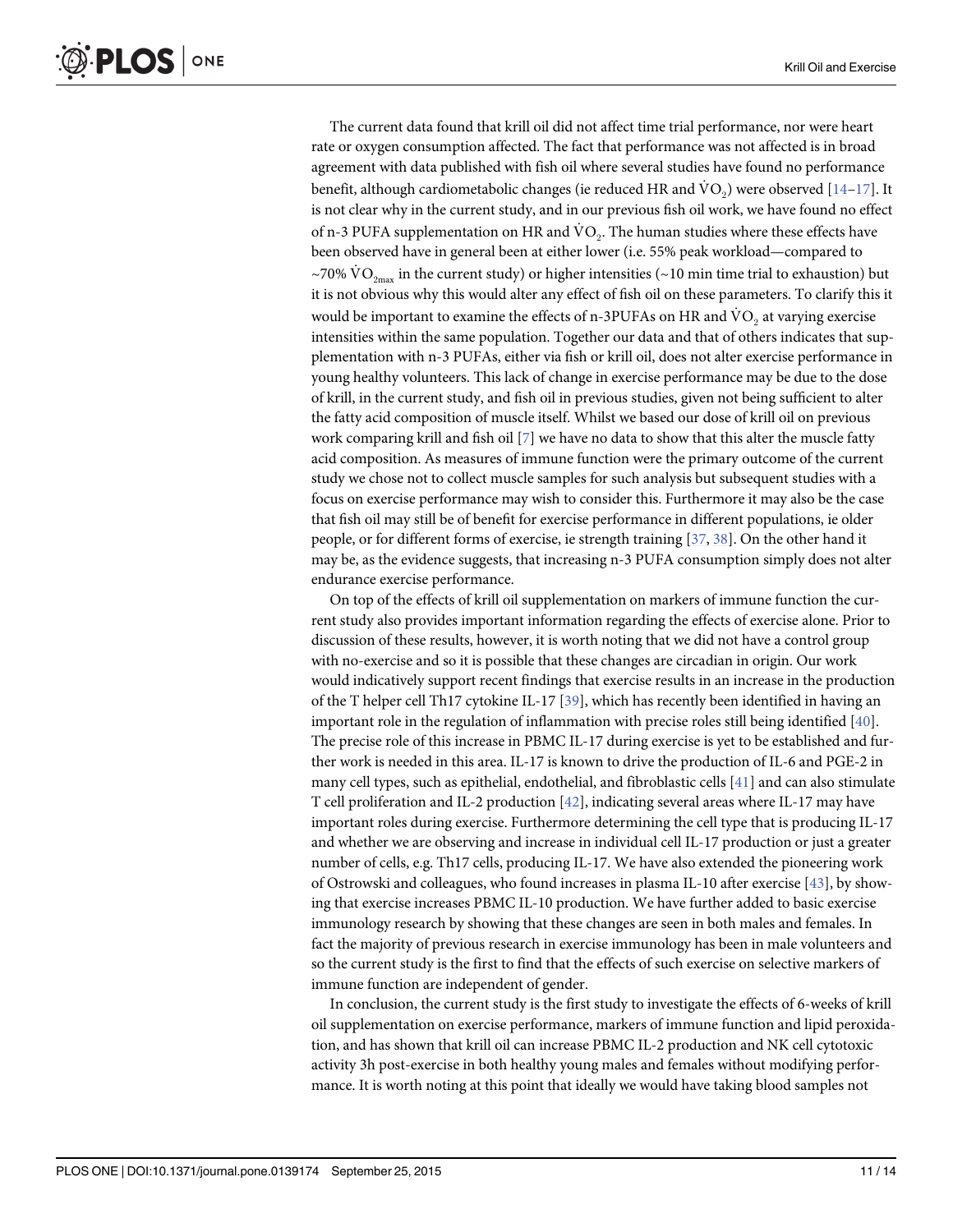The current data found that krill oil did not affect time trial performance, nor were heart rate or oxygen consumption affected. The fact that performance was not affected is in broad agreement with data published with fish oil where several studies have found no performance benefit, although cardiometabolic changes (ie reduced HR and $\dot{V}O_2$) were observed [14–17]. It is not clear why in the current study, and in our previous fish oil work, we have found no effect of n-3 PUFA supplementation on HR and $\dot{V}O_2$. The human studies where these effects have been observed have in general been at either lower (i.e. 55% peak workload—compared to ~70% $\dot{V}O_{2max}$ in the current study) or higher intensities (~10 min time trial to exhaustion) but it is not obvious why this would alter any effect of fish oil on these parameters. To clarify this it would be important to examine the effects of n-3PUFAs on HR and $\dot{V}O_2$ at varying exercise intensities within the same population. Together our data and that of others indicates that supplementation with n-3 PUFAs, either via fish or krill oil, does not alter exercise performance in young healthy volunteers. This lack of change in exercise performance may be due to the dose of krill, in the current study, and fish oil in previous studies, given not being sufficient to alter the fatty acid composition of muscle itself. Whilst we based our dose of krill oil on previous work comparing krill and fish oil [7] we have no data to show that this alter the muscle fatty acid composition. As measures of immune function were the primary outcome of the current study we chose not to collect muscle samples for such analysis but subsequent studies with a focus on exercise performance may wish to consider this. Furthermore it may also be the case that fish oil may still be of benefit for exercise performance in different populations, ie older people, or for different forms of exercise, ie strength training [37, 38]. On the other hand it may be, as the evidence suggests, that increasing n-3 PUFA consumption simply does not alter endurance exercise performance.

On top of the effects of krill oil supplementation on markers of immune function the current study also provides important information regarding the effects of exercise alone. Prior to discussion of these results, however, it is worth noting that we did not have a control group with no-exercise and so it is possible that these changes are circadian in origin. Our work would indicatively support recent findings that exercise results in an increase in the production of the T helper cell Th17 cytokine IL-17 [39], which has recently been identified in having an important role in the regulation of inflammation with precise roles still being identified [40]. The precise role of this increase in PBMC IL-17 during exercise is yet to be established and further work is needed in this area. IL-17 is known to drive the production of IL-6 and PGE-2 in many cell types, such as epithelial, endothelial, and fibroblastic cells [41] and can also stimulate T cell proliferation and IL-2 production [42], indicating several areas where IL-17 may have important roles during exercise. Furthermore determining the cell type that is producing IL-17 and whether we are observing and increase in individual cell IL-17 production or just a greater number of cells, e.g. Th17 cells, producing IL-17. We have also extended the pioneering work of Ostrowski and colleagues, who found increases in plasma IL-10 after exercise [43], by showing that exercise increases PBMC IL-10 production. We have further added to basic exercise immunology research by showing that these changes are seen in both males and females. In fact the majority of previous research in exercise immunology has been in male volunteers and so the current study is the first to find that the effects of such exercise on selective markers of immune function are independent of gender.

In conclusion, the current study is the first study to investigate the effects of 6-weeks of krill oil supplementation on exercise performance, markers of immune function and lipid peroxidation, and has shown that krill oil can increase PBMC IL-2 production and NK cell cytotoxic activity 3h post-exercise in both healthy young males and females without modifying performance. It is worth noting at this point that ideally we would have taking blood samples not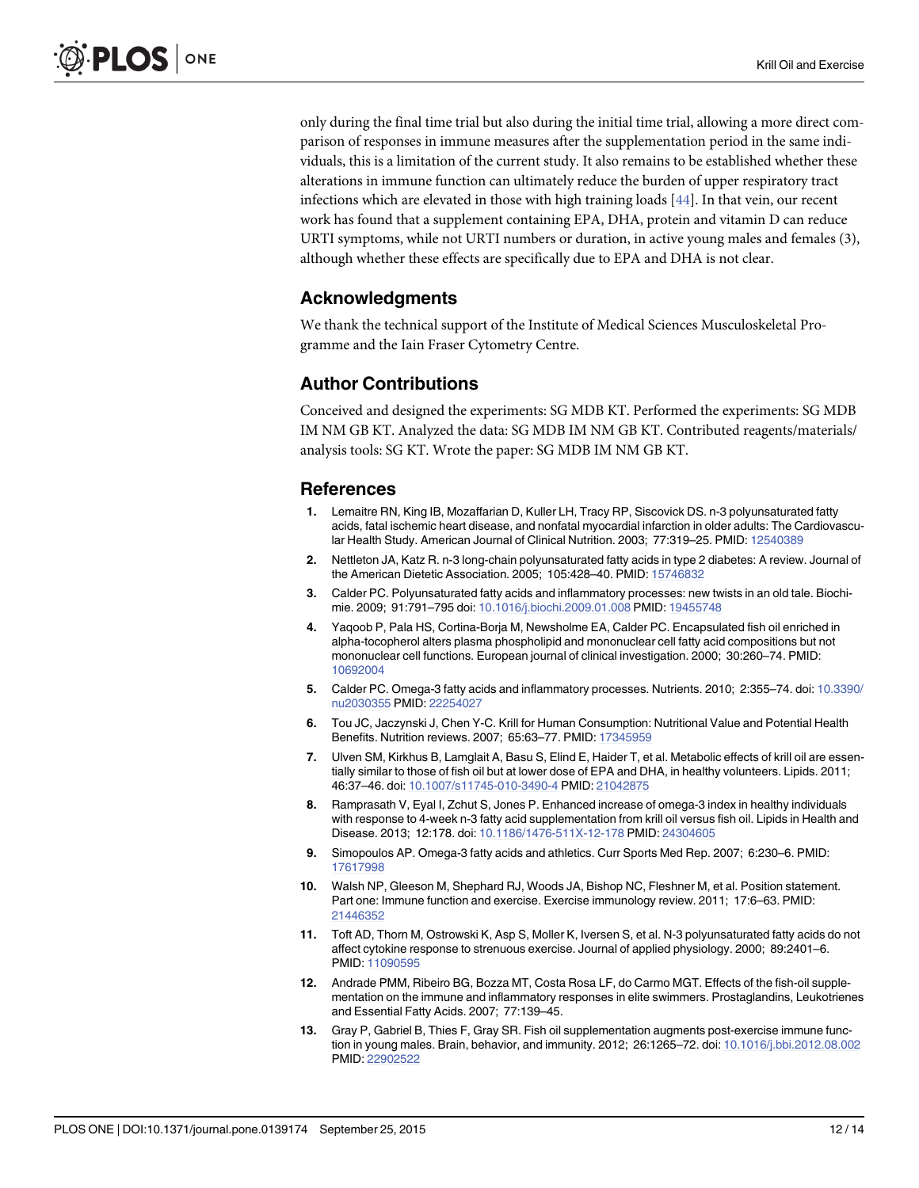only during the final time trial but also during the initial time trial, allowing a more direct comparison of responses in immune measures after the supplementation period in the same individuals, this is a limitation of the current study. It also remains to be established whether these alterations in immune function can ultimately reduce the burden of upper respiratory tract infections which are elevated in those with high training loads [44]. In that vein, our recent work has found that a supplement containing EPA, DHA, protein and vitamin D can reduce URTI symptoms, while not URTI numbers or duration, in active young males and females (3), although whether these effects are specifically due to EPA and DHA is not clear.

## Acknowledgments

We thank the technical support of the Institute of Medical Sciences Musculoskeletal Programme and the Iain Fraser Cytometry Centre.

## Author Contributions

Conceived and designed the experiments: SG MDB KT. Performed the experiments: SG MDB IM NM GB KT. Analyzed the data: SG MDB IM NM GB KT. Contributed reagents/materials/analysis tools: SG KT. Wrote the paper: SG MDB IM NM GB KT.

## References

1. Lemaitre RN, King IB, Mozaffarian D, Kuller LH, Tracy RP, Siscovick DS. n-3 polyunsaturated fatty acids, fatal ischemic heart disease, and nonfatal myocardial infarction in older adults: The Cardiovascular Health Study. American Journal of Clinical Nutrition. 2003; 77:319–25. PMID: 12540389
2. Nettleton JA, Katz R. n-3 long-chain polyunsaturated fatty acids in type 2 diabetes: A review. Journal of the American Dietetic Association. 2005; 105:428–40. PMID: 15746832
3. Calder PC. Polyunsaturated fatty acids and inflammatory processes: new twists in an old tale. Biochimie. 2009; 91:791–795 doi: 10.1016/j.biochi.2009.01.008 PMID: 19455748
4. Yaqoob P, Pala HS, Cortina-Borja M, Newsholme EA, Calder PC. Encapsulated fish oil enriched in alpha-tocopherol alters plasma phospholipid and mononuclear cell fatty acid compositions but not mononuclear cell functions. European journal of clinical investigation. 2000; 30:260–74. PMID: 10692004
5. Calder PC. Omega-3 fatty acids and inflammatory processes. Nutrients. 2010; 2:355–74. doi: 10.3390/nu2030355 PMID: 22254027
6. Tou JC, Jaczynski J, Chen Y-C. Krill for Human Consumption: Nutritional Value and Potential Health Benefits. Nutrition reviews. 2007; 65:63–77. PMID: 17345959
7. Ulven SM, Kirkhus B, Lamglait A, Basu S, Elind E, Haider T, et al. Metabolic effects of krill oil are essentially similar to those of fish oil but at lower dose of EPA and DHA, in healthy volunteers. Lipids. 2011; 46:37–46. doi: 10.1007/s11745-010-3490-4 PMID: 21042875
8. Ramprasath V, Eyal I, Zchut S, Jones P. Enhanced increase of omega-3 index in healthy individuals with response to 4-week n-3 fatty acid supplementation from krill oil versus fish oil. Lipids in Health and Disease. 2013; 12:178. doi: 10.1186/1476-511X-12-178 PMID: 24304605
9. Simopoulos AP. Omega-3 fatty acids and athletics. Curr Sports Med Rep. 2007; 6:230–6. PMID: 17617998
10. Walsh NP, Gleeson M, Shephard RJ, Woods JA, Bishop NC, Fleshner M, et al. Position statement. Part one: Immune function and exercise. Exercise immunology review. 2011; 17:6–63. PMID: 21446352
11. Toft AD, Thorn M, Ostrowski K, Asp S, Moller K, Iversen S, et al. N-3 polyunsaturated fatty acids do not affect cytokine response to strenuous exercise. Journal of applied physiology. 2000; 89:2401–6. PMID: 11090595
12. Andrade PMM, Ribeiro BG, Bozza MT, Costa Rosa LF, do Carmo MGT. Effects of the fish-oil supplementation on the immune and inflammatory responses in elite swimmers. Prostaglandins, Leukotrienes and Essential Fatty Acids. 2007; 77:139–45.
13. Gray P, Gabriel B, Thies F, Gray SR. Fish oil supplementation augments post-exercise immune function in young males. Brain, behavior, and immunity. 2012; 26:1265–72. doi: 10.1016/j.bbi.2012.08.002 PMID: 22902522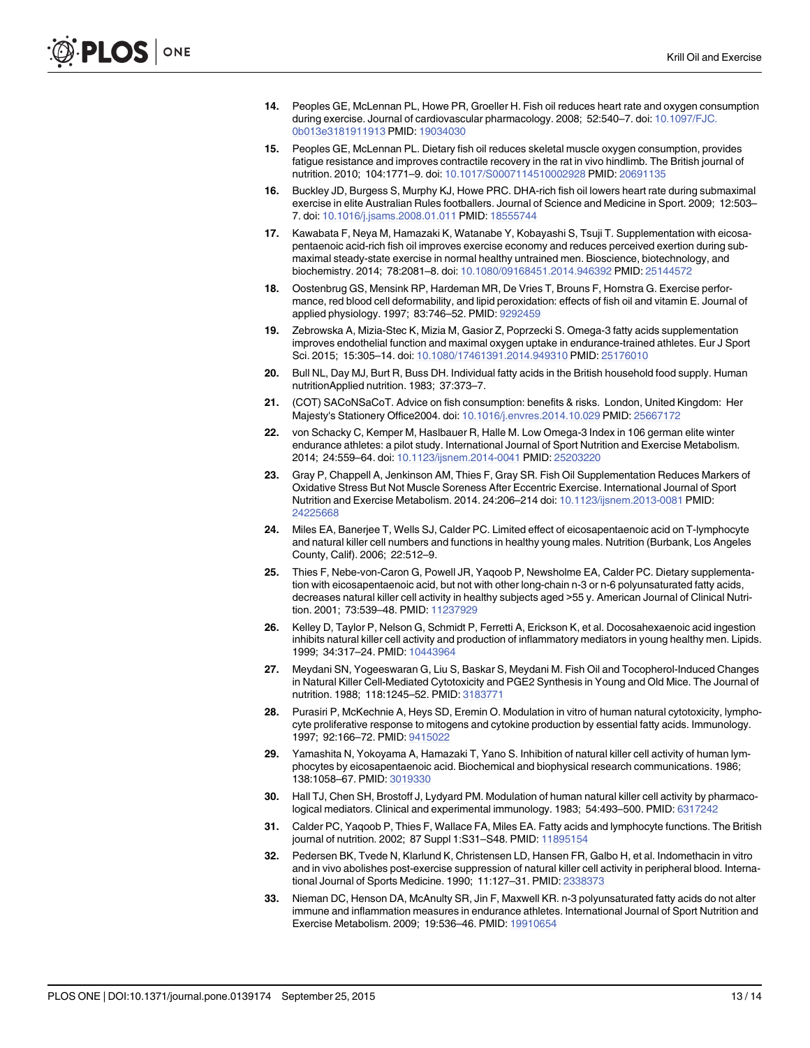14. Peoples GE, McLennan PL, Howe PR, Groeller H. Fish oil reduces heart rate and oxygen consumption during exercise. Journal of cardiovascular pharmacology. 2008; 52:540–7. doi: 10.1097/FJC.0b013e3181911913 PMID: 19034030
15. Peoples GE, McLennan PL. Dietary fish oil reduces skeletal muscle oxygen consumption, provides fatigue resistance and improves contractile recovery in the rat in vivo hindlimb. The British journal of nutrition. 2010; 104:1771–9. doi: 10.1017/S0007114510002928 PMID: 20691135
16. Buckley JD, Burgess S, Murphy KJ, Howe PRC. DHA-rich fish oil lowers heart rate during submaximal exercise in elite Australian Rules footballers. Journal of Science and Medicine in Sport. 2009; 12:503–7. doi: 10.1016/j.jsams.2008.01.011 PMID: 18555744
17. Kawabata F, Neya M, Hamazaki K, Watanabe Y, Kobayashi S, Tsuji T. Supplementation with eicosapentaenoic acid-rich fish oil improves exercise economy and reduces perceived exertion during submaximal steady-state exercise in normal healthy untrained men. Bioscience, biotechnology, and biochemistry. 2014; 78:2081–8. doi: 10.1080/09168451.2014.946392 PMID: 25144572
18. Oostenbrug GS, Mensink RP, Hardeman MR, De Vries T, Brouns F, Hornstra G. Exercise performance, red blood cell deformability, and lipid peroxidation: effects of fish oil and vitamin E. Journal of applied physiology. 1997; 83:746–52. PMID: 9292459
19. Zebrowska A, Mizia-Stec K, Mizia M, Gasior Z, Poprzecki S. Omega-3 fatty acids supplementation improves endothelial function and maximal oxygen uptake in endurance-trained athletes. Eur J Sport Sci. 2015; 15:305–14. doi: 10.1080/17461391.2014.949310 PMID: 25176010
20. Bull NL, Day MJ, Burt R, Buss DH. Individual fatty acids in the British household food supply. Human nutritionApplied nutrition. 1983; 37:373–7.
21. (COT) SACoNSaCoT. Advice on fish consumption: benefits & risks. London, United Kingdom: Her Majesty's Stationery Office2004. doi: 10.1016/j.envres.2014.10.029 PMID: 25667172
22. von Schacky C, Kemper M, Haslbauer R, Halle M. Low Omega-3 Index in 106 german elite winter endurance athletes: a pilot study. International Journal of Sport Nutrition and Exercise Metabolism. 2014; 24:559–64. doi: 10.1123/ijsnem.2014-0041 PMID: 25203220
23. Gray P, Chappell A, Jenkinson AM, Thies F, Gray SR. Fish Oil Supplementation Reduces Markers of Oxidative Stress But Not Muscle Soreness After Eccentric Exercise. International Journal of Sport Nutrition and Exercise Metabolism. 2014. 24:206–214 doi: 10.1123/ijsnem.2013-0081 PMID: 24225668
24. Miles EA, Banerjee T, Wells SJ, Calder PC. Limited effect of eicosapentaenoic acid on T-lymphocyte and natural killer cell numbers and functions in healthy young males. Nutrition (Burbank, Los Angeles County, Calif). 2006; 22:512–9.
25. Thies F, Nebe-von-Caron G, Powell JR, Yaqoob P, Newsholme EA, Calder PC. Dietary supplementation with eicosapentaenoic acid, but not with other long-chain n-3 or n-6 polyunsaturated fatty acids, decreases natural killer cell activity in healthy subjects aged >55 y. American Journal of Clinical Nutrition. 2001; 73:539–48. PMID: 11237929
26. Kelley D, Taylor P, Nelson G, Schmidt P, Ferretti A, Erickson K, et al. Docosahexaenoic acid ingestion inhibits natural killer cell activity and production of inflammatory mediators in young healthy men. Lipids. 1999; 34:317–24. PMID: 10443964
27. Meydani SN, Yogeeswaran G, Liu S, Baskar S, Meydani M. Fish Oil and Tocopherol-Induced Changes in Natural Killer Cell-Mediated Cytotoxicity and PGE2 Synthesis in Young and Old Mice. The Journal of nutrition. 1988; 118:1245–52. PMID: 3183771
28. Purasiri P, McKechnie A, Heys SD, Eremin O. Modulation in vitro of human natural cytotoxicity, lymphocyte proliferative response to mitogens and cytokine production by essential fatty acids. Immunology. 1997; 92:166–72. PMID: 9415022
29. Yamashita N, Yokoyama A, Hamazaki T, Yano S. Inhibition of natural killer cell activity of human lymphocytes by eicosapentaenoic acid. Biochemical and biophysical research communications. 1986; 138:1058–67. PMID: 3019330
30. Hall TJ, Chen SH, Brostoff J, Lydyard PM. Modulation of human natural killer cell activity by pharmacological mediators. Clinical and experimental immunology. 1983; 54:493–500. PMID: 6317242
31. Calder PC, Yaqoob P, Thies F, Wallace FA, Miles EA. Fatty acids and lymphocyte functions. The British journal of nutrition. 2002; 87 Suppl 1:S31–S48. PMID: 11895154
32. Pedersen BK, Tvede N, Klarlund K, Christensen LD, Hansen FR, Galbo H, et al. Indomethacin in vitro and in vivo abolishes post-exercise suppression of natural killer cell activity in peripheral blood. International Journal of Sports Medicine. 1990; 11:127–31. PMID: 2338373
33. Nieman DC, Henson DA, McAnulty SR, Jin F, Maxwell KR. n-3 polyunsaturated fatty acids do not alter immune and inflammation measures in endurance athletes. International Journal of Sport Nutrition and Exercise Metabolism. 2009; 19:536–46. PMID: 19910654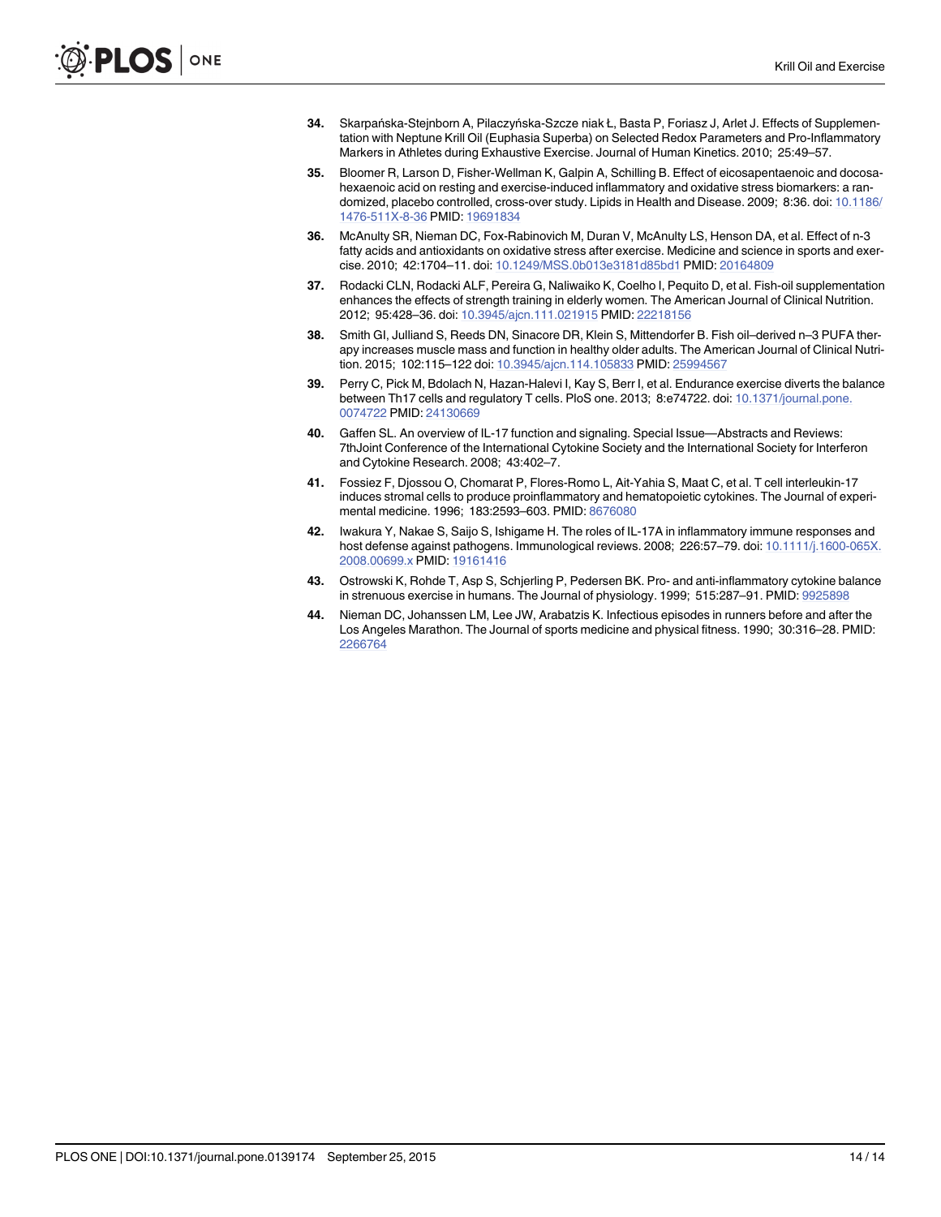34. Skarpańska-Stejnborn A, Pilaczyńska-Szcze niak Ł, Basta P, Foriasz J, Arlet J. Effects of Supplementation with Neptune Krill Oil (Euphasia Superba) on Selected Redox Parameters and Pro-Inflammatory Markers in Athletes during Exhaustive Exercise. Journal of Human Kinetics. 2010; 25:49–57.

35. Bloomer R, Larson D, Fisher-Wellman K, Galpin A, Schilling B. Effect of eicosapentaenoic and docosahexaenoic acid on resting and exercise-induced inflammatory and oxidative stress biomarkers: a randomized, placebo controlled, cross-over study. Lipids in Health and Disease. 2009; 8:36. doi: 10.1186/1476-511X-8-36 PMID: 19691834

36. McAnulty SR, Nieman DC, Fox-Rabinovich M, Duran V, McAnulty LS, Henson DA, et al. Effect of n-3 fatty acids and antioxidants on oxidative stress after exercise. Medicine and science in sports and exercise. 2010; 42:1704–11. doi: 10.1249/MSS.0b013e3181d85bd1 PMID: 20164809

37. Rodacki CLN, Rodacki ALF, Pereira G, Naliwaiko K, Coelho I, Pequito D, et al. Fish-oil supplementation enhances the effects of strength training in elderly women. The American Journal of Clinical Nutrition. 2012; 95:428–36. doi: 10.3945/ajcn.111.021915 PMID: 22218156

38. Smith GI, Julliand S, Reeds DN, Sinacore DR, Klein S, Mittendorfer B. Fish oil–derived n–3 PUFA therapy increases muscle mass and function in healthy older adults. The American Journal of Clinical Nutrition. 2015; 102:115–122 doi: 10.3945/ajcn.114.105833 PMID: 25994567

39. Perry C, Pick M, Bdolach N, Hazan-Halevi I, Kay S, Berr I, et al. Endurance exercise diverts the balance between Th17 cells and regulatory T cells. PloS one. 2013; 8:e74722. doi: 10.1371/journal.pone.0074722 PMID: 24130669

40. Gaffen SL. An overview of IL-17 function and signaling. Special Issue—Abstracts and Reviews: 7thJoint Conference of the International Cytokine Society and the International Society for Interferon and Cytokine Research. 2008; 43:402–7.

41. Fossiez F, Djossou O, Chomarat P, Flores-Romo L, Ait-Yahia S, Maat C, et al. T cell interleukin-17 induces stromal cells to produce proinflammatory and hematopoietic cytokines. The Journal of experimental medicine. 1996; 183:2593–603. PMID: 8676080

42. Iwakura Y, Nakae S, Saijo S, Ishigame H. The roles of IL-17A in inflammatory immune responses and host defense against pathogens. Immunological reviews. 2008; 226:57–79. doi: 10.1111/j.1600-065X.2008.00699.x PMID: 19161416

43. Ostrowski K, Rohde T, Asp S, Schjerling P, Pedersen BK. Pro- and anti-inflammatory cytokine balance in strenuous exercise in humans. The Journal of physiology. 1999; 515:287–91. PMID: 9925898

44. Nieman DC, Johanssen LM, Lee JW, Arabatzis K. Infectious episodes in runners before and after the Los Angeles Marathon. The Journal of sports medicine and physical fitness. 1990; 30:316–28. PMID: 2266764